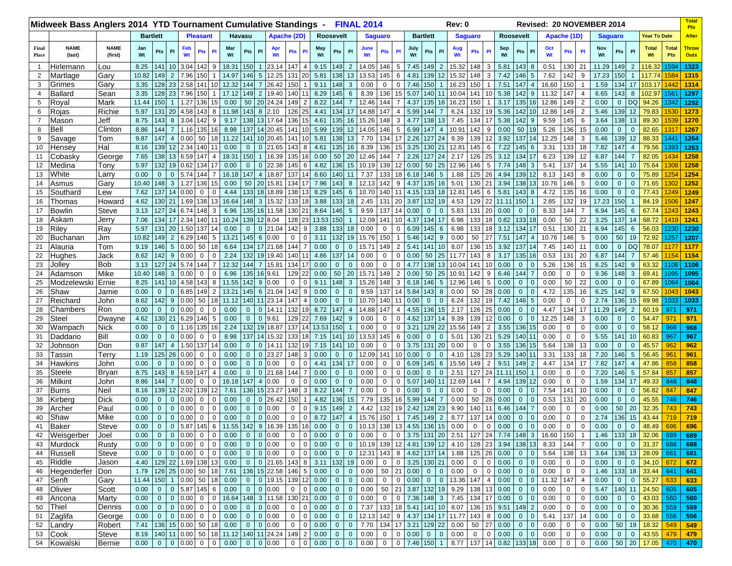# Midweek Bass Anglers 2014 YTD Tournament Cumulative Standings - FINAL 2014

Rev: 0 — Revised: 20 NOVEMBER 2014

| | | | Bartlett | | | Pleasant | | | Havasu | | | Apache (2D) | | | Roosevelt | | | Saguaro | | | Bartlett | | | Saguaro | | | Roosevelt | | | Apache (1D) | | | Saguaro | | | Year To Date | | Total Pts After |
|---|---|---|---|---|---|---|---|---|---|---|---|---|---|---|---|---|---|---|---|---|---|---|---|---|---|---|---|---|---|---|---|---|---|---|---|---|---|---|
| Final Place | NAME (last) | NAME (first) | Jan Wt | Pts | Pl | Feb Wt | Pts | Pl | Mar Wt | Pts | Pl | Apr Wt | Pts | Pl | May Wt | Pts | Pl | June Wt | Pts | Pl | July Wt | Pts | Pl | Aug Wt | Pts | Pl | Sep Wt | Pts | Pl | Oct Wt | Pts | Pl | Nov Wt | Pts | Pl | Total Wt | Total Pts | Throw Outs |
| 1 | Hirlemann | Lou | 8.25 | 141 | 10 | 3.04 | 142 | 9 | 18.31 | 150 | 1 | 23.14 | 147 | 4 | 9.15 | 149 | 2 | 14.05 | 146 | 5 | 7.45 | 149 | 2 | 15.32 | 148 | 3 | 5.81 | 143 | 8 | 0.51 | 130 | 21 | 11.29 | 149 | 2 | 116.32 | 1594 | 1323 |
| 2 | Martlage | Gary | 10.82 | 149 | 2 | 7.96 | 150 | 1 | 14.97 | 146 | 5 | 12.25 | 131 | 20 | 5.81 | 138 | 13 | 13.53 | 145 | 6 | 4.81 | 139 | 12 | 15.32 | 148 | 3 | 7.42 | 146 | 5 | 7.62 | 142 | 9 | 17.23 | 150 | 1 | 117.74 | 1584 | 1315 |
| 3 | Grimes | Gary | 3.35 | 128 | 23 | 2.58 | 141 | 10 | 12.32 | 144 | 7 | 26.42 | 150 | 1 | 9.11 | 148 | 3 | 0.00 | 0 | 0 | 7.46 | 150 | 1 | 16.23 | 150 | 1 | 7.51 | 147 | 4 | 16.60 | 150 | 1 | 1.59 | 134 | 17 | 103.17 | 1442 | 1314 |
| 4 | Ballard | Sean | 3.35 | 128 | 23 | 7.96 | 150 | 1 | 17.12 | 149 | 2 | 19.40 | 140 | 11 | 8.29 | 145 | 6 | 8.39 | 136 | 15 | 5.07 | 140 | 11 | 10.04 | 141 | 10 | 5.38 | 142 | 9 | 11.32 | 147 | 4 | 6.65 | 143 | 8 | 102.97 | 1561 | 1297 |
| 5 | Royal | Mark | 11.44 | 150 | 1 | 1.27 | 136 | 15 | 0.00 | 50 | 20 | 24.24 | 149 | 2 | 8.22 | 144 | 7 | 12.46 | 144 | 7 | 4.37 | 135 | 16 | 16.23 | 150 | 1 | 3.17 | 135 | 16 | 12.86 | 149 | 2 | 0.00 | 0 | DQ | 94.26 | 1342 | 1292 |
| 6 | Rojas | Richie | 5.97 | 131 | 20 | 4.58 | 143 | 8 | 11.98 | 143 | 8 | 2.10 | 126 | 25 | 4.41 | 134 | 17 | 14.88 | 147 | 4 | 5.99 | 144 | 7 | 6.24 | 132 | 19 | 5.36 | 142 | 10 | 12.86 | 149 | 2 | 5.46 | 139 | 12 | 79.83 | 1530 | 1273 |
| 7 | Mason | Jeff | 8.75 | 143 | 8 | 3.04 | 142 | 9 | 9.17 | 138 | 13 | 17.64 | 136 | 15 | 4.61 | 135 | 16 | 15.26 | 148 | 3 | 4.77 | 138 | 13 | 7.45 | 134 | 17 | 5.38 | 142 | 9 | 9.59 | 145 | 6 | 3.64 | 138 | 13 | 89.30 | 1539 | 1270 |
| 8 | Bell | Clinton | 8.86 | 144 | 7 | 1.16 | 135 | 16 | 8.98 | 137 | 14 | 20.45 | 141 | 10 | 5.99 | 139 | 12 | 14.05 | 146 | 5 | 6.99 | 147 | 4 | 10.91 | 142 | 9 | 0.00 | 50 | 19 | 5.26 | 136 | 15 | 0.00 | 0 | 0 | 82.65 | 1317 | 1267 |
| 9 | Savage | Tom | 9.87 | 147 | 4 | 0.00 | 50 | 18 | 11.22 | 141 | 10 | 20.45 | 141 | 10 | 5.81 | 138 | 13 | 7.70 | 134 | 17 | 2.26 | 127 | 24 | 9.39 | 139 | 12 | 3.92 | 137 | 14 | 12.25 | 148 | 3 | 5.46 | 139 | 12 | 88.33 | 1441 | 1264 |
| 10 | Hensey | Hal | 8.16 | 139 | 12 | 2.34 | 140 | 11 | 0.00 | 0 | 0 | 21.65 | 143 | 8 | 4.61 | 135 | 16 | 8.39 | 136 | 15 | 3.25 | 130 | 21 | 12.81 | 145 | 6 | 7.22 | 145 | 6 | 3.31 | 133 | 18 | 7.82 | 147 | 4 | 79.56 | 1393 | 1263 |
| 11 | Cobasky | George | 7.65 | 138 | 13 | 6.59 | 147 | 4 | 18.31 | 150 | 1 | 16.39 | 135 | 16 | 0.00 | 50 | 20 | 12.46 | 144 | 7 | 2.26 | 127 | 24 | 2.17 | 126 | 25 | 3.12 | 134 | 17 | 6.23 | 139 | 12 | 6.87 | 144 | 7 | 82.05 | 1434 | 1258 |
| 12 | Medina | Tony | 5.97 | 132 | 19 | 0.62 | 134 | 17 | 0.00 | 0 | 0 | 22.38 | 145 | 6 | 4.82 | 136 | 15 | 10.19 | 139 | 12 | 0.00 | 50 | 25 | 12.96 | 146 | 5 | 7.74 | 148 | 3 | 5.41 | 137 | 14 | 5.55 | 141 | 10 | 75.64 | 1308 | 1258 |
| 13 | White | Larry | 0.00 | 0 | 0 | 5.74 | 144 | 7 | 16.18 | 147 | 4 | 18.87 | 137 | 14 | 6.60 | 140 | 11 | 7.37 | 133 | 18 | 6.18 | 146 | 5 | 1.88 | 125 | 26 | 4.94 | 139 | 12 | 8.13 | 143 | 8 | 0.00 | 0 | 0 | 75.89 | 1254 | 1254 |
| 14 | Asmus | Gary | 10.40 | 148 | 3 | 1.27 | 136 | 15 | 0.00 | 50 | 20 | 15.81 | 134 | 17 | 7.96 | 143 | 8 | 12.13 | 142 | 9 | 4.37 | 135 | 16 | 5.01 | 130 | 21 | 3.94 | 138 | 13 | 10.76 | 146 | 5 | 0.00 | 0 | 0 | 71.65 | 1302 | 1252 |
| 15 | Southard | Lew | 7.62 | 137 | 14 | 0.00 | 0 | 0 | 4.44 | 133 | 18 | 18.89 | 138 | 13 | 8.29 | 145 | 6 | 10.70 | 140 | 11 | 4.15 | 133 | 18 | 12.81 | 145 | 6 | 5.81 | 143 | 8 | 4.72 | 135 | 16 | 0.00 | 0 | 0 | 77.43 | 1249 | 1249 |
| 16 | Thomas | Howard | 4.62 | 130 | 21 | 1.69 | 138 | 13 | 16.64 | 148 | 3 | 15.32 | 133 | 18 | 3.88 | 133 | 18 | 2.45 | 131 | 20 | 3.87 | 132 | 19 | 4.53 | 129 | 22 | 11.11 | 150 | 1 | 2.85 | 132 | 19 | 17.23 | 150 | 1 | 84.19 | 1506 | 1247 |
| 17 | Bowlin | Steve | 3.13 | 127 | 24 | 6.74 | 148 | 3 | 6.96 | 135 | 16 | 11.58 | 130 | 21 | 8.64 | 146 | 5 | 9.59 | 137 | 14 | 0.00 | 0 | 0 | 5.83 | 131 | 20 | 0.00 | 0 | 0 | 8.33 | 144 | 7 | 6.94 | 145 | 6 | 67.74 | 1243 | 1243 |
| 18 | Askam | Jerry | 7.06 | 134 | 17 | 2.34 | 140 | 11 | 10.24 | 139 | 12 | 8.04 | 128 | 23 | 13.53 | 150 | 1 | 12.09 | 141 | 10 | 4.37 | 134 | 17 | 6.98 | 133 | 18 | 0.82 | 133 | 18 | 0.00 | 50 | 22 | 3.25 | 137 | 14 | 68.72 | 1419 | 1241 |
| 19 | Riley | Ray | 5.97 | 131 | 20 | 1.50 | 137 | 14 | 0.00 | 0 | 0 | 21.04 | 142 | 9 | 3.88 | 133 | 18 | 0.00 | 0 | 0 | 6.09 | 145 | 6 | 6.98 | 133 | 18 | 3.12 | 134 | 17 | 0.51 | 130 | 21 | 6.94 | 145 | 6 | 56.03 | 1230 | 1230 |
| 20 | Buchanan | Jim | 10.82 | 149 | 2 | 6.29 | 146 | 5 | 13.21 | 145 | 6 | 0.00 | 0 | 0 | 3.11 | 132 | 19 | 15.76 | 150 | 1 | 5.46 | 142 | 9 | 0.00 | 50 | 27 | 7.51 | 147 | 4 | 10.76 | 146 | 5 | 0.00 | 50 | 19 | 72.92 | 1257 | 1207 |
| 21 | Alauria | Tom | 9.19 | 146 | 5 | 0.00 | 50 | 18 | 6.64 | 134 | 17 | 21.68 | 144 | 7 | 0.00 | 0 | 0 | 15.71 | 149 | 2 | 5.41 | 141 | 10 | 8.07 | 136 | 15 | 3.92 | 137 | 14 | 7.45 | 140 | 11 | 0.00 | 0 | DQ | 78.07 | 1177 | 1177 |
| 22 | Hughes | Jack | 8.62 | 142 | 9 | 0.00 | 0 | 0 | 2.24 | 132 | 19 | 19.40 | 140 | 11 | 4.86 | 137 | 14 | 0.00 | 0 | 0 | 0.00 | 50 | 25 | 11.77 | 143 | 8 | 3.17 | 135 | 16 | 0.53 | 131 | 20 | 6.87 | 144 | 7 | 57.46 | 1154 | 1154 |
| 23 | Jolley | Bob | 3.13 | 127 | 24 | 5.74 | 144 | 7 | 12.32 | 144 | 7 | 15.81 | 134 | 17 | 0.00 | 0 | 0 | 0.00 | 0 | 0 | 4.77 | 138 | 13 | 10.04 | 141 | 10 | 0.00 | 0 | 0 | 5.26 | 136 | 15 | 6.25 | 142 | 9 | 63.32 | 1106 | 1106 |
| 24 | Adamson | Mike | 10.40 | 148 | 3 | 0.00 | 0 | 0 | 6.96 | 135 | 16 | 9.61 | 129 | 22 | 0.00 | 50 | 20 | 15.71 | 149 | 2 | 0.00 | 50 | 25 | 10.91 | 142 | 9 | 6.46 | 144 | 7 | 0.00 | 0 | 0 | 9.36 | 148 | 3 | 69.41 | 1095 | 1095 |
| 25 | Modzelewski | Ernie | 8.25 | 141 | 10 | 4.58 | 143 | 8 | 11.55 | 142 | 9 | 0.00 | 0 | 0 | 9.11 | 148 | 3 | 15.26 | 148 | 3 | 6.18 | 146 | 5 | 12.96 | 146 | 5 | 0.00 | 0 | 0 | 0.00 | 50 | 22 | 0.00 | 0 | 0 | 67.89 | 1064 | 1064 |
| 26 | Shaw | Jamie | 0.00 | 0 | 0 | 6.85 | 149 | 2 | 13.21 | 145 | 6 | 21.04 | 142 | 9 | 0.00 | 0 | 0 | 9.59 | 137 | 14 | 5.84 | 143 | 8 | 0.00 | 50 | 28 | 0.00 | 0 | 0 | 4.72 | 135 | 16 | 6.25 | 142 | 9 | 67.50 | 1043 | 1043 |
| 27 | Reichard | John | 8.62 | 142 | 9 | 0.00 | 50 | 18 | 11.12 | 140 | 11 | 23.14 | 147 | 4 | 0.00 | 0 | 0 | 10.70 | 140 | 11 | 0.00 | 0 | 0 | 6.24 | 132 | 19 | 7.42 | 146 | 5 | 0.00 | 0 | 0 | 2.74 | 136 | 15 | 69.98 | 1033 | 1033 |
| 28 | Chambers | Ron | 0.00 | 0 | 0 | 0.00 | 0 | 0 | 0.00 | 0 | 0 | 14.11 | 132 | 19 | 8.72 | 147 | 4 | 14.88 | 147 | 4 | 4.55 | 136 | 15 | 2.17 | 126 | 25 | 0.00 | 0 | 0 | 4.47 | 134 | 17 | 11.29 | 149 | 2 | 60.19 | 971 | 971 |
| 29 | Steel | Dwayne | 4.62 | 130 | 21 | 6.29 | 146 | 5 | 0.00 | 0 | 0 | 9.61 | 129 | 22 | 7.69 | 142 | 9 | 0.00 | 0 | 0 | 4.62 | 137 | 14 | 9.39 | 139 | 12 | 0.00 | 0 | 0 | 12.25 | 148 | 3 | 0.00 | 0 | 0 | 54.47 | 971 | 971 |
| 30 | Wampach | Nick | 0.00 | 0 | 0 | 1.16 | 135 | 16 | 2.24 | 132 | 19 | 18.87 | 137 | 14 | 13.53 | 150 | 1 | 0.00 | 0 | 0 | 3.21 | 129 | 22 | 15.56 | 149 | 2 | 3.55 | 136 | 15 | 0.00 | 0 | 0 | 0.00 | 0 | 0 | 58.12 | 968 | 968 |
| 31 | Daddario | Bill | 0.00 | 0 | 0 | 0.00 | 0 | 0 | 8.98 | 137 | 14 | 15.32 | 133 | 18 | 7.15 | 141 | 10 | 13.53 | 145 | 6 | 0.00 | 0 | 0 | 5.01 | 130 | 21 | 5.29 | 140 | 11 | 0.00 | 0 | 0 | 5.55 | 141 | 10 | 60.83 | 967 | 967 |
| 32 | Johnson | Don | 9.87 | 147 | 4 | 1.50 | 137 | 14 | 0.00 | 0 | 0 | 14.11 | 132 | 19 | 7.15 | 141 | 10 | 0.00 | 0 | 0 | 3.75 | 131 | 20 | 0.00 | 0 | 0 | 3.55 | 136 | 15 | 5.64 | 138 | 13 | 0.00 | 0 | 0 | 45.57 | 962 | 962 |
| 33 | Tassin | Terry | 1.19 | 125 | 26 | 0.00 | 0 | 0 | 0.00 | 0 | 0 | 23.27 | 148 | 3 | 0.00 | 0 | 0 | 12.09 | 141 | 10 | 0.00 | 0 | 0 | 4.10 | 128 | 23 | 5.29 | 140 | 11 | 3.31 | 133 | 18 | 7.20 | 146 | 5 | 56.45 | 961 | 961 |
| 34 | Hawkins | John | 0.00 | 0 | 0 | 0.00 | 0 | 0 | 0.00 | 0 | 0 | 0.00 | 0 | 0 | 4.41 | 134 | 17 | 0.00 | 0 | 0 | 6.09 | 145 | 6 | 15.56 | 149 | 2 | 9.51 | 149 | 2 | 4.47 | 134 | 17 | 7.82 | 147 | 4 | 47.86 | 858 | 858 |
| 35 | Steele | Bryan | 8.75 | 143 | 8 | 6.59 | 147 | 4 | 0.00 | 0 | 0 | 21.68 | 144 | 7 | 0.00 | 0 | 0 | 0.00 | 0 | 0 | 0.00 | 0 | 0 | 2.51 | 127 | 24 | 11.11 | 150 | 1 | 0.00 | 0 | 0 | 7.20 | 146 | 5 | 57.84 | 857 | 857 |
| 36 | Milkint | John | 8.86 | 144 | 7 | 0.00 | 0 | 0 | 16.18 | 147 | 4 | 0.00 | 0 | 0 | 0.00 | 0 | 0 | 0.00 | 0 | 0 | 5.07 | 140 | 11 | 12.69 | 144 | 7 | 4.94 | 139 | 12 | 0.00 | 0 | 0 | 1.59 | 134 | 17 | 49.33 | 848 | 848 |
| 37 | Burns | Neil | 8.16 | 139 | 12 | 2.02 | 139 | 12 | 7.61 | 136 | 15 | 23.27 | 148 | 3 | 8.22 | 144 | 7 | 0.00 | 0 | 0 | 0.00 | 0 | 0 | 0.00 | 0 | 0 | 0.00 | 0 | 0 | 7.54 | 141 | 10 | 0.00 | 0 | 0 | 56.82 | 847 | 847 |
| 38 | Kirberg | Dick | 0.00 | 0 | 0 | 0.00 | 0 | 0 | 0.00 | 0 | 0 | 26.42 | 150 | 1 | 4.82 | 136 | 15 | 7.79 | 135 | 16 | 5.99 | 144 | 7 | 0.00 | 50 | 28 | 0.00 | 0 | 0 | 0.53 | 131 | 20 | 0.00 | 0 | 0 | 45.55 | 746 | 746 |
| 39 | Archer | Paul | 0.00 | 0 | 0 | 0.00 | 0 | 0 | 0.00 | 0 | 0 | 0.00 | 0 | 0 | 9.15 | 149 | 2 | 4.42 | 132 | 19 | 2.42 | 128 | 23 | 9.90 | 140 | 11 | 6.46 | 144 | 7 | 0.00 | 0 | 0 | 0.00 | 50 | 20 | 32.35 | 743 | 743 |
| 40 | Shaw | Mike | 0.00 | 0 | 0 | 0.00 | 0 | 0 | 0.00 | 0 | 0 | 0.00 | 0 | 0 | 8.72 | 147 | 4 | 15.76 | 150 | 1 | 7.45 | 149 | 2 | 8.77 | 137 | 14 | 0.00 | 0 | 0 | 0.00 | 0 | 0 | 2.74 | 136 | 15 | 43.44 | 719 | 719 |
| 41 | Baker | Steve | 0.00 | 0 | 0 | 5.87 | 145 | 6 | 11.55 | 142 | 9 | 16.39 | 135 | 16 | 0.00 | 0 | 0 | 10.13 | 138 | 13 | 4.55 | 136 | 15 | 0.00 | 0 | 0 | 0.00 | 0 | 0 | 0.00 | 0 | 0 | 0.00 | 0 | 0 | 48.49 | 696 | 696 |
| 42 | Weisgerber | Joel | 0.00 | 0 | 0 | 0.00 | 0 | 0 | 0.00 | 0 | 0 | 0.00 | 0 | 0 | 0.00 | 0 | 0 | 0.00 | 0 | 0 | 3.75 | 131 | 20 | 2.51 | 127 | 24 | 7.74 | 148 | 3 | 16.60 | 150 | 1 | 1.46 | 133 | 18 | 32.06 | 689 | 689 |
| 43 | Murdock | Rusty | 0.00 | 0 | 0 | 0.00 | 0 | 0 | 0.00 | 0 | 0 | 0.00 | 0 | 0 | 0.00 | 0 | 0 | 10.19 | 139 | 12 | 4.81 | 139 | 12 | 4.10 | 128 | 23 | 3.94 | 138 | 13 | 8.33 | 144 | 7 | 0.00 | 0 | 0 | 31.37 | 688 | 688 |
| 44 | Russell | Steve | 0.00 | 0 | 0 | 0.00 | 0 | 0 | 0.00 | 0 | 0 | 0.00 | 0 | 0 | 0.00 | 0 | 0 | 12.31 | 143 | 8 | 4.62 | 137 | 14 | 1.88 | 125 | 26 | 0.00 | 0 | 0 | 5.64 | 138 | 13 | 3.64 | 138 | 13 | 28.09 | 681 | 681 |
| 45 | Riddle | Jason | 4.40 | 129 | 22 | 1.69 | 138 | 13 | 0.00 | 0 | 0 | 21.65 | 143 | 8 | 3.11 | 132 | 19 | 0.00 | 0 | 0 | 3.25 | 130 | 21 | 0.00 | 0 | 0 | 0.00 | 0 | 0 | 0.00 | 0 | 0 | 0.00 | 0 | 0 | 34.10 | 672 | 672 |
| 46 | Hegenderfer | Don | 1.79 | 126 | 25 | 0.00 | 50 | 18 | 7.61 | 136 | 15 | 22.58 | 146 | 5 | 0.00 | 0 | 0 | 0.00 | 50 | 21 | 0.00 | 0 | 0 | 0.00 | 0 | 0 | 0.00 | 0 | 0 | 0.00 | 0 | 0 | 1.46 | 133 | 18 | 33.44 | 641 | 641 |
| 47 | Senft | Gary | 11.44 | 150 | 1 | 0.00 | 50 | 18 | 0.00 | 0 | 0 | 19.15 | 139 | 12 | 0.00 | 0 | 0 | 0.00 | 0 | 0 | 0.00 | 0 | 0 | 13.36 | 147 | 4 | 0.00 | 0 | 0 | 11.32 | 147 | 4 | 0.00 | 0 | 0 | 55.27 | 633 | 633 |
| 48 | Olivier | Scott | 0.00 | 0 | 0 | 5.87 | 145 | 6 | 0.00 | 0 | 0 | 0.00 | 0 | 0 | 0.00 | 0 | 0 | 0.00 | 50 | 21 | 3.87 | 132 | 19 | 9.29 | 138 | 13 | 0.00 | 0 | 0 | 0.00 | 0 | 0 | 5.47 | 140 | 11 | 24.50 | 605 | 605 |
| 49 | Ancona | Marty | 0.00 | 0 | 0 | 0.00 | 0 | 0 | 16.64 | 148 | 3 | 11.58 | 130 | 21 | 0.00 | 0 | 0 | 0.00 | 0 | 0 | 7.36 | 148 | 3 | 7.45 | 134 | 17 | 0.00 | 0 | 0 | 0.00 | 0 | 0 | 0.00 | 0 | 0 | 43.03 | 560 | 560 |
| 50 | Thiel | Dennis | 0.00 | 0 | 0 | 0.00 | 0 | 0 | 0.00 | 0 | 0 | 0.00 | 0 | 0 | 0.00 | 0 | 0 | 7.37 | 133 | 18 | 5.41 | 141 | 10 | 8.07 | 136 | 15 | 9.51 | 149 | 2 | 0.00 | 0 | 0 | 0.00 | 0 | 0 | 30.36 | 559 | 559 |
| 51 | Zaglifa | George | 0.00 | 0 | 0 | 0.00 | 0 | 0 | 0.00 | 0 | 0 | 0.00 | 0 | 0 | 0.00 | 0 | 0 | 12.13 | 142 | 9 | 4.37 | 134 | 17 | 11.77 | 143 | 8 | 0.00 | 0 | 0 | 5.41 | 137 | 14 | 0.00 | 0 | 0 | 33.68 | 556 | 556 |
| 52 | Landry | Robert | 7.41 | 136 | 15 | 0.00 | 50 | 18 | 0.00 | 0 | 0 | 0.00 | 0 | 0 | 0.00 | 0 | 0 | 7.70 | 134 | 17 | 3.21 | 129 | 22 | 0.00 | 50 | 27 | 0.00 | 0 | 0 | 0.00 | 0 | 0 | 0.00 | 50 | 19 | 18.32 | 549 | 549 |
| 53 | Cook | Steve | 8.19 | 140 | 11 | 0.00 | 50 | 18 | 11.12 | 140 | 11 | 24.24 | 149 | 2 | 0.00 | 0 | 0 | 0.00 | 0 | 0 | 0.00 | 0 | 0 | 0.00 | 0 | 0 | 0.00 | 0 | 0 | 0.00 | 0 | 0 | 0.00 | 0 | 0 | 43.55 | 479 | 479 |
| 54 | Kowalski | Bernie | 0.00 | 0 | 0 | 0.00 | 0 | 0 | 0.00 | 0 | 0 | 0.00 | 0 | 0 | 0.00 | 0 | 0 | 0.00 | 0 | 0 | 7.46 | 150 | 1 | 8.77 | 137 | 14 | 0.82 | 133 | 18 | 0.00 | 0 | 0 | 0.00 | 50 | 20 | 17.05 | 470 | 470 |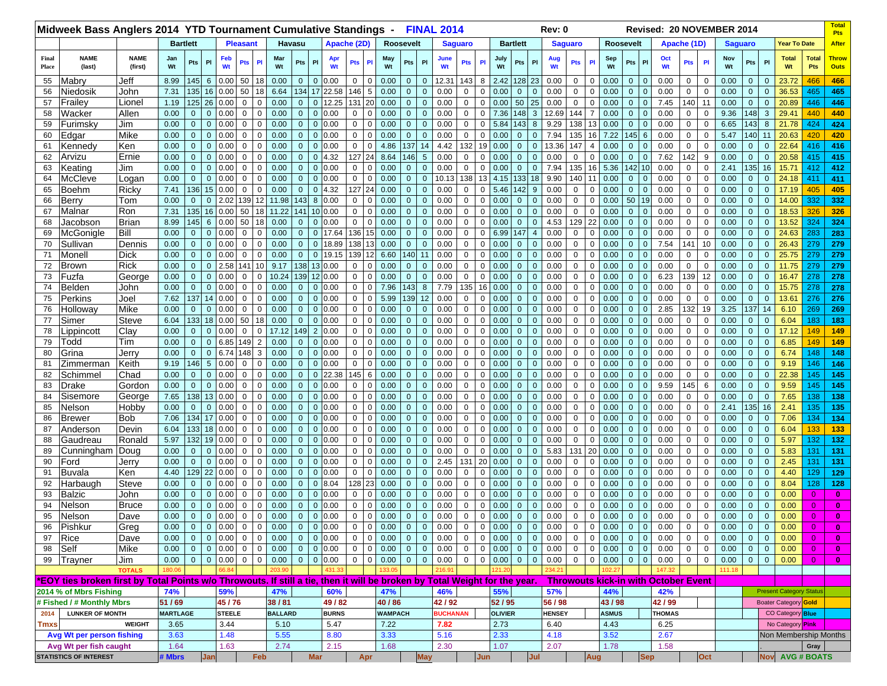# Midweek Bass Anglers 2014 YTD Tournament Cumulative Standings - FINAL 2014

Rev: 0 Revised: 20 NOVEMBER 2014

| | | | Bartlett | | | Pleasant | | | Havasu | | | Apache (2D) | | | Roosevelt | | | Saguaro | | | Bartlett | | | Saguaro | | | Roosevelt | | | Apache (1D) | | | Saguaro | | | Year To Date | | Total Pts |
|---|---|---|---|---|---|---|---|---|---|---|---|---|---|---|---|---|---|---|---|---|---|---|---|---|---|---|---|---|---|---|---|---|---|---|---|---|---|---|
| Final Place | NAME (last) | NAME (first) | Jan Wt | Pts | Pl | Feb Wt | Pts | Pl | Mar Wt | Pts | Pl | Apr Wt | Pts | Pl | May Wt | Pts | Pl | June Wt | Pts | Pl | July Wt | Pts | Pl | Aug Wt | Pts | Pl | Sep Wt | Pts | Pl | Oct Wt | Pts | Pl | Nov Wt | Pts | Pl | Total Wt | Total Pts | After Throw Outs |
| 55 | Mabry | Jeff | 8.99 | 145 | 6 | 0.00 | 50 | 18 | 0.00 | 0 | 0 | 0.00 | 0 | 0 | 0.00 | 0 | 0 | 12.31 | 143 | 8 | 2.42 | 128 | 23 | 0.00 | 0 | 0 | 0.00 | 0 | 0 | 0.00 | 0 | 0 | 0.00 | 0 | 0 | 23.72 | 466 | 466 |
| 56 | Niedosik | John | 7.31 | 135 | 16 | 0.00 | 50 | 18 | 6.64 | 134 | 17 | 22.58 | 146 | 5 | 0.00 | 0 | 0 | 0.00 | 0 | 0 | 0.00 | 0 | 0 | 0.00 | 0 | 0 | 0.00 | 0 | 0 | 0.00 | 0 | 0 | 0.00 | 0 | 0 | 36.53 | 465 | 465 |
| 57 | Frailey | Lionel | 1.19 | 125 | 26 | 0.00 | 0 | 0 | 0.00 | 0 | 0 | 12.25 | 131 | 20 | 0.00 | 0 | 0 | 0.00 | 0 | 0 | 0.00 | 50 | 25 | 0.00 | 0 | 0 | 0.00 | 0 | 0 | 7.45 | 140 | 11 | 0.00 | 0 | 0 | 20.89 | 446 | 446 |
| 58 | Wacker | Allen | 0.00 | 0 | 0 | 0.00 | 0 | 0 | 0.00 | 0 | 0 | 0.00 | 0 | 0 | 0.00 | 0 | 0 | 0.00 | 0 | 0 | 7.36 | 148 | 3 | 12.69 | 144 | 7 | 0.00 | 0 | 0 | 0.00 | 0 | 0 | 9.36 | 148 | 3 | 29.41 | 440 | 440 |
| 59 | Furimsky | Jim | 0.00 | 0 | 0 | 0.00 | 0 | 0 | 0.00 | 0 | 0 | 0.00 | 0 | 0 | 0.00 | 0 | 0 | 0.00 | 0 | 0 | 5.84 | 143 | 8 | 9.29 | 138 | 13 | 0.00 | 0 | 0 | 0.00 | 0 | 0 | 6.65 | 143 | 8 | 21.78 | 424 | 424 |
| 60 | Edgar | Mike | 0.00 | 0 | 0 | 0.00 | 0 | 0 | 0.00 | 0 | 0 | 0.00 | 0 | 0 | 0.00 | 0 | 0 | 0.00 | 0 | 0 | 0.00 | 0 | 0 | 7.94 | 135 | 16 | 7.22 | 145 | 6 | 0.00 | 0 | 0 | 5.47 | 140 | 11 | 20.63 | 420 | 420 |
| 61 | Kennedy | Ken | 0.00 | 0 | 0 | 0.00 | 0 | 0 | 0.00 | 0 | 0 | 0.00 | 0 | 0 | 4.86 | 137 | 14 | 4.42 | 132 | 19 | 0.00 | 0 | 0 | 13.36 | 147 | 4 | 0.00 | 0 | 0 | 0.00 | 0 | 0 | 0.00 | 0 | 0 | 22.64 | 416 | 416 |
| 62 | Arvizu | Ernie | 0.00 | 0 | 0 | 0.00 | 0 | 0 | 0.00 | 0 | 0 | 4.32 | 127 | 24 | 8.64 | 146 | 5 | 0.00 | 0 | 0 | 0.00 | 0 | 0 | 0.00 | 0 | 0 | 0.00 | 0 | 0 | 7.62 | 142 | 9 | 0.00 | 0 | 0 | 20.58 | 415 | 415 |
| 63 | Keating | Jim | 0.00 | 0 | 0 | 0.00 | 0 | 0 | 0.00 | 0 | 0 | 0.00 | 0 | 0 | 0.00 | 0 | 0 | 0.00 | 0 | 0 | 0.00 | 0 | 0 | 7.94 | 135 | 16 | 5.36 | 142 | 10 | 0.00 | 0 | 0 | 2.41 | 135 | 16 | 15.71 | 412 | 412 |
| 64 | McCleve | Logan | 0.00 | 0 | 0 | 0.00 | 0 | 0 | 0.00 | 0 | 0 | 0.00 | 0 | 0 | 0.00 | 0 | 0 | 10.13 | 138 | 13 | 4.15 | 133 | 18 | 9.90 | 140 | 11 | 0.00 | 0 | 0 | 0.00 | 0 | 0 | 0.00 | 0 | 0 | 24.18 | 411 | 411 |
| 65 | Boehm | Ricky | 7.41 | 136 | 15 | 0.00 | 0 | 0 | 0.00 | 0 | 0 | 4.32 | 127 | 24 | 0.00 | 0 | 0 | 0.00 | 0 | 0 | 5.46 | 142 | 9 | 0.00 | 0 | 0 | 0.00 | 0 | 0 | 0.00 | 0 | 0 | 0.00 | 0 | 0 | 17.19 | 405 | 405 |
| 66 | Berry | Tom | 0.00 | 0 | 0 | 2.02 | 139 | 12 | 11.98 | 143 | 8 | 0.00 | 0 | 0 | 0.00 | 0 | 0 | 0.00 | 0 | 0 | 0.00 | 0 | 0 | 0.00 | 0 | 0 | 0.00 | 50 | 19 | 0.00 | 0 | 0 | 0.00 | 0 | 0 | 14.00 | 332 | 332 |
| 67 | Malnar | Ron | 7.31 | 135 | 16 | 0.00 | 50 | 18 | 11.22 | 141 | 10 | 0.00 | 0 | 0 | 0.00 | 0 | 0 | 0.00 | 0 | 0 | 0.00 | 0 | 0 | 0.00 | 0 | 0 | 0.00 | 0 | 0 | 0.00 | 0 | 0 | 0.00 | 0 | 0 | 18.53 | 326 | 326 |
| 68 | Jacobson | Brian | 8.99 | 145 | 6 | 0.00 | 50 | 18 | 0.00 | 0 | 0 | 0.00 | 0 | 0 | 0.00 | 0 | 0 | 0.00 | 0 | 0 | 0.00 | 0 | 0 | 4.53 | 129 | 22 | 0.00 | 0 | 0 | 0.00 | 0 | 0 | 0.00 | 0 | 0 | 13.52 | 324 | 324 |
| 69 | McGonigle | Bill | 0.00 | 0 | 0 | 0.00 | 0 | 0 | 0.00 | 0 | 0 | 17.64 | 136 | 15 | 0.00 | 0 | 0 | 0.00 | 0 | 0 | 6.99 | 147 | 4 | 0.00 | 0 | 0 | 0.00 | 0 | 0 | 0.00 | 0 | 0 | 0.00 | 0 | 0 | 24.63 | 283 | 283 |
| 70 | Sullivan | Dennis | 0.00 | 0 | 0 | 0.00 | 0 | 0 | 0.00 | 0 | 0 | 18.89 | 138 | 13 | 0.00 | 0 | 0 | 0.00 | 0 | 0 | 0.00 | 0 | 0 | 0.00 | 0 | 0 | 0.00 | 0 | 0 | 7.54 | 141 | 10 | 0.00 | 0 | 0 | 26.43 | 279 | 279 |
| 71 | Monell | Dick | 0.00 | 0 | 0 | 0.00 | 0 | 0 | 0.00 | 0 | 0 | 19.15 | 139 | 12 | 6.60 | 140 | 11 | 0.00 | 0 | 0 | 0.00 | 0 | 0 | 0.00 | 0 | 0 | 0.00 | 0 | 0 | 0.00 | 0 | 0 | 0.00 | 0 | 0 | 25.75 | 279 | 279 |
| 72 | Brown | Rick | 0.00 | 0 | 0 | 2.58 | 141 | 10 | 9.17 | 138 | 13 | 0.00 | 0 | 0 | 0.00 | 0 | 0 | 0.00 | 0 | 0 | 0.00 | 0 | 0 | 0.00 | 0 | 0 | 0.00 | 0 | 0 | 0.00 | 0 | 0 | 0.00 | 0 | 0 | 11.75 | 279 | 279 |
| 73 | Fuzfa | George | 0.00 | 0 | 0 | 0.00 | 0 | 0 | 10.24 | 139 | 12 | 0.00 | 0 | 0 | 0.00 | 0 | 0 | 0.00 | 0 | 0 | 0.00 | 0 | 0 | 0.00 | 0 | 0 | 0.00 | 0 | 0 | 6.23 | 139 | 12 | 0.00 | 0 | 0 | 16.47 | 278 | 278 |
| 74 | Belden | John | 0.00 | 0 | 0 | 0.00 | 0 | 0 | 0.00 | 0 | 0 | 0.00 | 0 | 0 | 7.96 | 143 | 8 | 7.79 | 135 | 16 | 0.00 | 0 | 0 | 0.00 | 0 | 0 | 0.00 | 0 | 0 | 0.00 | 0 | 0 | 0.00 | 0 | 0 | 15.75 | 278 | 278 |
| 75 | Perkins | Joel | 7.62 | 137 | 14 | 0.00 | 0 | 0 | 0.00 | 0 | 0 | 0.00 | 0 | 0 | 5.99 | 139 | 12 | 0.00 | 0 | 0 | 0.00 | 0 | 0 | 0.00 | 0 | 0 | 0.00 | 0 | 0 | 0.00 | 0 | 0 | 0.00 | 0 | 0 | 13.61 | 276 | 276 |
| 76 | Holloway | Mike | 0.00 | 0 | 0 | 0.00 | 0 | 0 | 0.00 | 0 | 0 | 0.00 | 0 | 0 | 0.00 | 0 | 0 | 0.00 | 0 | 0 | 0.00 | 0 | 0 | 0.00 | 0 | 0 | 0.00 | 0 | 0 | 2.85 | 132 | 19 | 3.25 | 137 | 14 | 6.10 | 269 | 269 |
| 77 | Simer | Steve | 6.04 | 133 | 18 | 0.00 | 50 | 18 | 0.00 | 0 | 0 | 0.00 | 0 | 0 | 0.00 | 0 | 0 | 0.00 | 0 | 0 | 0.00 | 0 | 0 | 0.00 | 0 | 0 | 0.00 | 0 | 0 | 0.00 | 0 | 0 | 0.00 | 0 | 0 | 6.04 | 183 | 183 |
| 78 | Lippincott | Clay | 0.00 | 0 | 0 | 0.00 | 0 | 0 | 17.12 | 149 | 2 | 0.00 | 0 | 0 | 0.00 | 0 | 0 | 0.00 | 0 | 0 | 0.00 | 0 | 0 | 0.00 | 0 | 0 | 0.00 | 0 | 0 | 0.00 | 0 | 0 | 0.00 | 0 | 0 | 17.12 | 149 | 149 |
| 79 | Todd | Tim | 0.00 | 0 | 0 | 6.85 | 149 | 2 | 0.00 | 0 | 0 | 0.00 | 0 | 0 | 0.00 | 0 | 0 | 0.00 | 0 | 0 | 0.00 | 0 | 0 | 0.00 | 0 | 0 | 0.00 | 0 | 0 | 0.00 | 0 | 0 | 0.00 | 0 | 0 | 6.85 | 149 | 149 |
| 80 | Grina | Jerry | 0.00 | 0 | 0 | 6.74 | 148 | 3 | 0.00 | 0 | 0 | 0.00 | 0 | 0 | 0.00 | 0 | 0 | 0.00 | 0 | 0 | 0.00 | 0 | 0 | 0.00 | 0 | 0 | 0.00 | 0 | 0 | 0.00 | 0 | 0 | 0.00 | 0 | 0 | 6.74 | 148 | 148 |
| 81 | Zimmerman | Keith | 9.19 | 146 | 5 | 0.00 | 0 | 0 | 0.00 | 0 | 0 | 0.00 | 0 | 0 | 0.00 | 0 | 0 | 0.00 | 0 | 0 | 0.00 | 0 | 0 | 0.00 | 0 | 0 | 0.00 | 0 | 0 | 0.00 | 0 | 0 | 0.00 | 0 | 0 | 9.19 | 146 | 146 |
| 82 | Schimmel | Chad | 0.00 | 0 | 0 | 0.00 | 0 | 0 | 0.00 | 0 | 0 | 22.38 | 145 | 6 | 0.00 | 0 | 0 | 0.00 | 0 | 0 | 0.00 | 0 | 0 | 0.00 | 0 | 0 | 0.00 | 0 | 0 | 0.00 | 0 | 0 | 0.00 | 0 | 0 | 22.38 | 145 | 145 |
| 83 | Drake | Gordon | 0.00 | 0 | 0 | 0.00 | 0 | 0 | 0.00 | 0 | 0 | 0.00 | 0 | 0 | 0.00 | 0 | 0 | 0.00 | 0 | 0 | 0.00 | 0 | 0 | 0.00 | 0 | 0 | 0.00 | 0 | 0 | 9.59 | 145 | 6 | 0.00 | 0 | 0 | 9.59 | 145 | 145 |
| 84 | Sisemore | George | 7.65 | 138 | 13 | 0.00 | 0 | 0 | 0.00 | 0 | 0 | 0.00 | 0 | 0 | 0.00 | 0 | 0 | 0.00 | 0 | 0 | 0.00 | 0 | 0 | 0.00 | 0 | 0 | 0.00 | 0 | 0 | 0.00 | 0 | 0 | 0.00 | 0 | 0 | 7.65 | 138 | 138 |
| 85 | Nelson | Hobby | 0.00 | 0 | 0 | 0.00 | 0 | 0 | 0.00 | 0 | 0 | 0.00 | 0 | 0 | 0.00 | 0 | 0 | 0.00 | 0 | 0 | 0.00 | 0 | 0 | 0.00 | 0 | 0 | 0.00 | 0 | 0 | 0.00 | 0 | 0 | 2.41 | 135 | 16 | 2.41 | 135 | 135 |
| 86 | Brewer | Bob | 7.06 | 134 | 17 | 0.00 | 0 | 0 | 0.00 | 0 | 0 | 0.00 | 0 | 0 | 0.00 | 0 | 0 | 0.00 | 0 | 0 | 0.00 | 0 | 0 | 0.00 | 0 | 0 | 0.00 | 0 | 0 | 0.00 | 0 | 0 | 0.00 | 0 | 0 | 7.06 | 134 | 134 |
| 87 | Anderson | Devin | 6.04 | 133 | 18 | 0.00 | 0 | 0 | 0.00 | 0 | 0 | 0.00 | 0 | 0 | 0.00 | 0 | 0 | 0.00 | 0 | 0 | 0.00 | 0 | 0 | 0.00 | 0 | 0 | 0.00 | 0 | 0 | 0.00 | 0 | 0 | 0.00 | 0 | 0 | 6.04 | 133 | 133 |
| 88 | Gaudreau | Ronald | 5.97 | 132 | 19 | 0.00 | 0 | 0 | 0.00 | 0 | 0 | 0.00 | 0 | 0 | 0.00 | 0 | 0 | 0.00 | 0 | 0 | 0.00 | 0 | 0 | 0.00 | 0 | 0 | 0.00 | 0 | 0 | 0.00 | 0 | 0 | 0.00 | 0 | 0 | 5.97 | 132 | 132 |
| 89 | Cunningham | Doug | 0.00 | 0 | 0 | 0.00 | 0 | 0 | 0.00 | 0 | 0 | 0.00 | 0 | 0 | 0.00 | 0 | 0 | 0.00 | 0 | 0 | 0.00 | 0 | 0 | 5.83 | 131 | 20 | 0.00 | 0 | 0 | 0.00 | 0 | 0 | 0.00 | 0 | 0 | 5.83 | 131 | 131 |
| 90 | Ford | Jerry | 0.00 | 0 | 0 | 0.00 | 0 | 0 | 0.00 | 0 | 0 | 0.00 | 0 | 0 | 0.00 | 0 | 0 | 2.45 | 131 | 20 | 0.00 | 0 | 0 | 0.00 | 0 | 0 | 0.00 | 0 | 0 | 0.00 | 0 | 0 | 0.00 | 0 | 0 | 2.45 | 131 | 131 |
| 91 | Buvala | Ken | 4.40 | 129 | 22 | 0.00 | 0 | 0 | 0.00 | 0 | 0 | 0.00 | 0 | 0 | 0.00 | 0 | 0 | 0.00 | 0 | 0 | 0.00 | 0 | 0 | 0.00 | 0 | 0 | 0.00 | 0 | 0 | 0.00 | 0 | 0 | 0.00 | 0 | 0 | 4.40 | 129 | 129 |
| 92 | Harbaugh | Steve | 0.00 | 0 | 0 | 0.00 | 0 | 0 | 0.00 | 0 | 0 | 8.04 | 128 | 23 | 0.00 | 0 | 0 | 0.00 | 0 | 0 | 0.00 | 0 | 0 | 0.00 | 0 | 0 | 0.00 | 0 | 0 | 0.00 | 0 | 0 | 0.00 | 0 | 0 | 8.04 | 128 | 128 |
| 93 | Balzic | John | 0.00 | 0 | 0 | 0.00 | 0 | 0 | 0.00 | 0 | 0 | 0.00 | 0 | 0 | 0.00 | 0 | 0 | 0.00 | 0 | 0 | 0.00 | 0 | 0 | 0.00 | 0 | 0 | 0.00 | 0 | 0 | 0.00 | 0 | 0 | 0.00 | 0 | 0 | 0.00 | 0 | 0 |
| 94 | Nelson | Bruce | 0.00 | 0 | 0 | 0.00 | 0 | 0 | 0.00 | 0 | 0 | 0.00 | 0 | 0 | 0.00 | 0 | 0 | 0.00 | 0 | 0 | 0.00 | 0 | 0 | 0.00 | 0 | 0 | 0.00 | 0 | 0 | 0.00 | 0 | 0 | 0.00 | 0 | 0 | 0.00 | 0 | 0 |
| 95 | Nelson | Dave | 0.00 | 0 | 0 | 0.00 | 0 | 0 | 0.00 | 0 | 0 | 0.00 | 0 | 0 | 0.00 | 0 | 0 | 0.00 | 0 | 0 | 0.00 | 0 | 0 | 0.00 | 0 | 0 | 0.00 | 0 | 0 | 0.00 | 0 | 0 | 0.00 | 0 | 0 | 0.00 | 0 | 0 |
| 96 | Pishkur | Greg | 0.00 | 0 | 0 | 0.00 | 0 | 0 | 0.00 | 0 | 0 | 0.00 | 0 | 0 | 0.00 | 0 | 0 | 0.00 | 0 | 0 | 0.00 | 0 | 0 | 0.00 | 0 | 0 | 0.00 | 0 | 0 | 0.00 | 0 | 0 | 0.00 | 0 | 0 | 0.00 | 0 | 0 |
| 97 | Rice | Dave | 0.00 | 0 | 0 | 0.00 | 0 | 0 | 0.00 | 0 | 0 | 0.00 | 0 | 0 | 0.00 | 0 | 0 | 0.00 | 0 | 0 | 0.00 | 0 | 0 | 0.00 | 0 | 0 | 0.00 | 0 | 0 | 0.00 | 0 | 0 | 0.00 | 0 | 0 | 0.00 | 0 | 0 |
| 98 | Self | Mike | 0.00 | 0 | 0 | 0.00 | 0 | 0 | 0.00 | 0 | 0 | 0.00 | 0 | 0 | 0.00 | 0 | 0 | 0.00 | 0 | 0 | 0.00 | 0 | 0 | 0.00 | 0 | 0 | 0.00 | 0 | 0 | 0.00 | 0 | 0 | 0.00 | 0 | 0 | 0.00 | 0 | 0 |
| 99 | Trayner | Jim | 0.00 | 0 | 0 | 0.00 | 0 | 0 | 0.00 | 0 | 0 | 0.00 | 0 | 0 | 0.00 | 0 | 0 | 0.00 | 0 | 0 | 0.00 | 0 | 0 | 0.00 | 0 | 0 | 0.00 | 0 | 0 | 0.00 | 0 | 0 | 0.00 | 0 | 0 | 0.00 | 0 | 0 |
| | | TOTALS | 180.06 | | | 66.84 | | | 203.90 | | | 431.33 | | | 133.05 | | | 216.91 | | | 121.20 | | | 234.21 | | | 102.27 | | | 147.32 | | | 111.18 | | | | | |

*EOY ties broken first by Total Points w/o Throwouts. If still a tie, then it will be broken by Total Weight for the year. Throwouts kick-in with October Event

| | Bartlett | Pleasant | Havasu | Apache (2D) | Roosevelt | Saguaro | Bartlett | Saguaro | Roosevelt | Apache (1D) | Saguaro |
|---|---|---|---|---|---|---|---|---|---|---|---|
| 2014 % of Mbrs Fishing | 74% | 59% | 47% | 60% | 47% | 46% | 55% | 57% | 44% | 42% | |
| # Fished / # Monthly Mbrs | 51 / 69 | 45 / 76 | 38 / 81 | 49 / 82 | 40 / 86 | 42 / 92 | 52 / 95 | 56 / 98 | 43 / 98 | 42 / 99 | |
| 2014 LUNKER OF MONTH | MARTLAGE | STEELE | BALLARD | BURNS | WAMPACH | BUCHANAN | OLIVIER | HENSEY | ASMUS | THOMAS | |
| Tmxs WEIGHT | 3.65 | 3.44 | 5.10 | 5.47 | 7.22 | 7.82 | 2.73 | 6.40 | 4.43 | 6.25 | |
| Avg Wt per person fishing | 3.63 | 1.48 | 5.55 | 8.80 | 3.33 | 5.16 | 2.33 | 4.18 | 3.52 | 2.67 | |
| Avg Wt per fish caught | 1.64 | 1.63 | 2.74 | 2.15 | 1.68 | 2.30 | 1.07 | 2.07 | 1.78 | 1.58 | |

STATISTICS OF INTEREST: # Mbrs — Jan, Feb, Mar, Apr, May, Jun, Jul, Aug, Sep, Oct, Nov — AVG # BOATS

Legend: Present Category Status; Boater Category Gold; CO Category Blue; No Category Pink; Non Membership Months Gray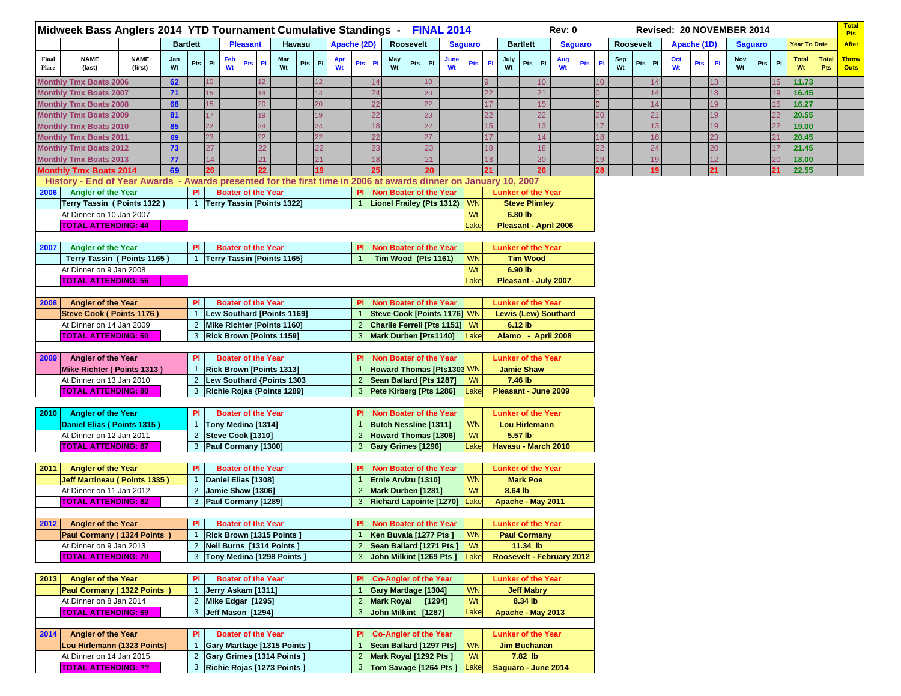# Midweek Bass Anglers 2014 YTD Tournament Cumulative Standings - FINAL 2014

Rev: 0 Revised: 20 NOVEMBER 2014

| | | | Bartlett | | | Pleasant | | | Havasu | | | Apache (2D) | | | Roosevelt | | | Saguaro | | | Bartlett | | | Saguaro | | | Roosevelt | | | Apache (1D) | | | Saguaro | | | Year To Date | | Total Pts After |
|---|---|---|---|---|---|---|---|---|---|---|---|---|---|---|---|---|---|---|---|---|---|---|---|---|---|---|---|---|---|---|---|---|---|---|---|---|---|---|
| Final Place | NAME (last) | NAME (first) | Jan Wt | Pts | Pl | Feb Wt | Pts | Pl | Mar Wt | Pts | Pl | Apr Wt | Pts | Pl | May Wt | Pts | Pl | June Wt | Pts | Pl | July Wt | Pts | Pl | Aug Wt | Pts | Pl | Sep Wt | Pts | Pl | Oct Wt | Pts | Pl | Nov Wt | Pts | Pl | Total Wt | Total Pts | Throw Outs |
| Monthly Tmx Boats 2006 | | | 62 | | 10 | | | 12 | | | 12 | | | 14 | | | 10 | | | 9 | | | 10 | | | 10 | | | 14 | | | 13 | | | 15 | 11.73 | | |
| Monthly Tmx Boats 2007 | | | 71 | | 15 | | | 14 | | | 14 | | | 24 | | | 20 | | | 22 | | | 21 | | | 0 | | | 14 | | | 18 | | | 19 | 16.45 | | |
| Monthly Tmx Boats 2008 | | | 68 | | 15 | | | 20 | | | 20 | | | 22 | | | 22 | | | 17 | | | 15 | | | 0 | | | 14 | | | 19 | | | 15 | 16.27 | | |
| Monthly Tmx Boats 2009 | | | 81 | | 17 | | | 19 | | | 19 | | | 22 | | | 23 | | | 22 | | | 22 | | | 20 | | | 21 | | | 19 | | | 22 | 20.55 | | |
| Monthly Tmx Boats 2010 | | | 85 | | 22 | | | 24 | | | 24 | | | 18 | | | 22 | | | 15 | | | 13 | | | 17 | | | 13 | | | 19 | | | 22 | 19.00 | | |
| Monthly Tmx Boats 2011 | | | 89 | | 23 | | | 22 | | | 22 | | | 22 | | | 27 | | | 17 | | | 14 | | | 18 | | | 16 | | | 23 | | | 21 | 20.45 | | |
| Monthly Tmx Boats 2012 | | | 73 | | 27 | | | 22 | | | 22 | | | 23 | | | 23 | | | 18 | | | 18 | | | 22 | | | 24 | | | 20 | | | 17 | 21.45 | | |
| Monthly Tmx Boats 2013 | | | 77 | | 14 | | | 21 | | | 21 | | | 18 | | | 21 | | | 13 | | | 20 | | | 19 | | | 19 | | | 12 | | | 20 | 18.00 | | |
| Monthly Tmx Boats 2014 | | | 69 | | 26 | | | 22 | | | 19 | | | 25 | | | 20 | | | 21 | | | 26 | | | 28 | | | 19 | | | 21 | | | 21 | 22.55 | | |

## History - End of Year Awards - Awards presented for the first time in 2006 at awards dinner on January 10, 2007

| 2006 | Angler of the Year | Pl | Boater of the Year | Pl | Non Boater of the Year | | Lunker of the Year |
|---|---|---|---|---|---|---|---|
| | Terry Tassin ( Points 1322 ) | 1 | Terry Tassin [Points 1322] | 1 | Lionel Frailey (Pts 1312) | WN | Steve Plimley |
| | At Dinner on 10 Jan 2007 | | | | | Wt | 6.80 lb |
| | TOTAL ATTENDING: 44 | | | | | Lake | Pleasant - April 2006 |

| 2007 | Angler of the Year | Pl | Boater of the Year | Pl | Non Boater of the Year | | Lunker of the Year |
|---|---|---|---|---|---|---|---|
| | Terry Tassin ( Points 1165 ) | 1 | Terry Tassin [Points 1165] | 1 | Tim Wood (Pts 1161) | WN | Tim Wood |
| | At Dinner on 9 Jan 2008 | | | | | Wt | 6.90 lb |
| | TOTAL ATTENDING: 56 | | | | | Lake | Pleasant - July 2007 |

| 2008 | Angler of the Year | Pl | Boater of the Year | Pl | Non Boater of the Year | | Lunker of the Year |
|---|---|---|---|---|---|---|---|
| | Steve Cook ( Points 1176 ) | 1 | Lew Southard [Points 1169] | 1 | Steve Cook [Points 1176] | WN | Lewis (Lew) Southard |
| | At Dinner on 14 Jan 2009 | 2 | Mike Richter [Points 1160] | 2 | Charlie Ferrell [Pts 1151] | Wt | 6.12 lb |
| | TOTAL ATTENDING: 60 | 3 | Rick Brown [Points 1159] | 3 | Mark Durben [Pts1140] | Lake | Alamo - April 2008 |

| 2009 | Angler of the Year | Pl | Boater of the Year | Pl | Non Boater of the Year | | Lunker of the Year |
|---|---|---|---|---|---|---|---|
| | Mike Richter ( Points 1313 ) | 1 | Rick Brown [Points 1313] | 1 | Howard Thomas [Pts1303 | WN | Jamie Shaw |
| | At Dinner on 13 Jan 2010 | 2 | Lew Southard {Points 1303 | 2 | Sean Ballard [Pts 1287] | Wt | 7.46 lb |
| | TOTAL ATTENDING: 80 | 3 | Richie Rojas {Points 1289] | 3 | Pete Kirberg [Pts 1286] | Lake | Pleasant - June 2009 |

| 2010 | Angler of the Year | Pl | Boater of the Year | Pl | Non Boater of the Year | | Lunker of the Year |
|---|---|---|---|---|---|---|---|
| | Daniel Elias ( Points 1315 ) | 1 | Tony Medina [1314] | 1 | Butch Nessline [1311] | WN | Lou Hirlemann |
| | At Dinner on 12 Jan 2011 | 2 | Steve Cook [1310] | 2 | Howard Thomas [1306] | Wt | 5.57 lb |
| | TOTAL ATTENDING: 87 | 3 | Paul Cormany [1300] | 3 | Gary Grimes [1296] | Lake | Havasu - March 2010 |

| 2011 | Angler of the Year | Pl | Boater of the Year | Pl | Non Boater of the Year | | Lunker of the Year |
|---|---|---|---|---|---|---|---|
| | Jeff Martineau ( Points 1335 ) | 1 | Daniel Elias [1308] | 1 | Ernie Arvizu [1310] | WN | Mark Poe |
| | At Dinner on 11 Jan 2012 | 2 | Jamie Shaw [1306] | 2 | Mark Durben [1281] | Wt | 8.64 lb |
| | TOTAL ATTENDING: 82 | 3 | Paul Cormany [1289] | 3 | Richard Lapointe [1270] | Lake | Apache - May 2011 |

| 2012 | Angler of the Year | Pl | Boater of the Year | Pl | Non Boater of the Year | | Lunker of the Year |
|---|---|---|---|---|---|---|---|
| | Paul Cormany ( 1324 Points ) | 1 | Rick Brown [1315 Points ] | 1 | Ken Buvala [1277 Pts ] | WN | Paul Cormany |
| | At Dinner on 9 Jan 2013 | 2 | Neil Burns [1314 Points ] | 2 | Sean Ballard [1271 Pts ] | Wt | 11.34 lb |
| | TOTAL ATTENDING: 70 | 3 | Tony Medina [1298 Points ] | 3 | John Milkint [1269 Pts ] | Lake | Roosevelt - February 2012 |

| 2013 | Angler of the Year | Pl | Boater of the Year | Pl | Co-Angler of the Year | | Lunker of the Year |
|---|---|---|---|---|---|---|---|
| | Paul Cormany ( 1322 Points ) | 1 | Jerry Askam [1311] | 1 | Gary Martlage [1304] | WN | Jeff Mabry |
| | At Dinner on 8 Jan 2014 | 2 | Mike Edgar [1295] | 2 | Mark Royal [1294] | Wt | 8.34 lb |
| | TOTAL ATTENDING: 69 | 3 | Jeff Mason [1294] | 3 | John Milkint [1287] | Lake | Apache - May 2013 |

| 2014 | Angler of the Year | Pl | Boater of the Year | Pl | Co-Angler of the Year | | Lunker of the Year |
|---|---|---|---|---|---|---|---|
| | Lou Hirlemann (1323 Points) | 1 | Gary Martlage [1315 Points ] | 1 | Sean Ballard [1297 Pts] | WN | Jim Buchanan |
| | At Dinner on 14 Jan 2015 | 2 | Gary Grimes [1314 Points ] | 2 | Mark Royal [1292 Pts ] | Wt | 7.82 lb |
| | TOTAL ATTENDING: ?? | 3 | Richie Rojas [1273 Points ] | 3 | Tom Savage [1264 Pts ] | Lake | Saguaro - June 2014 |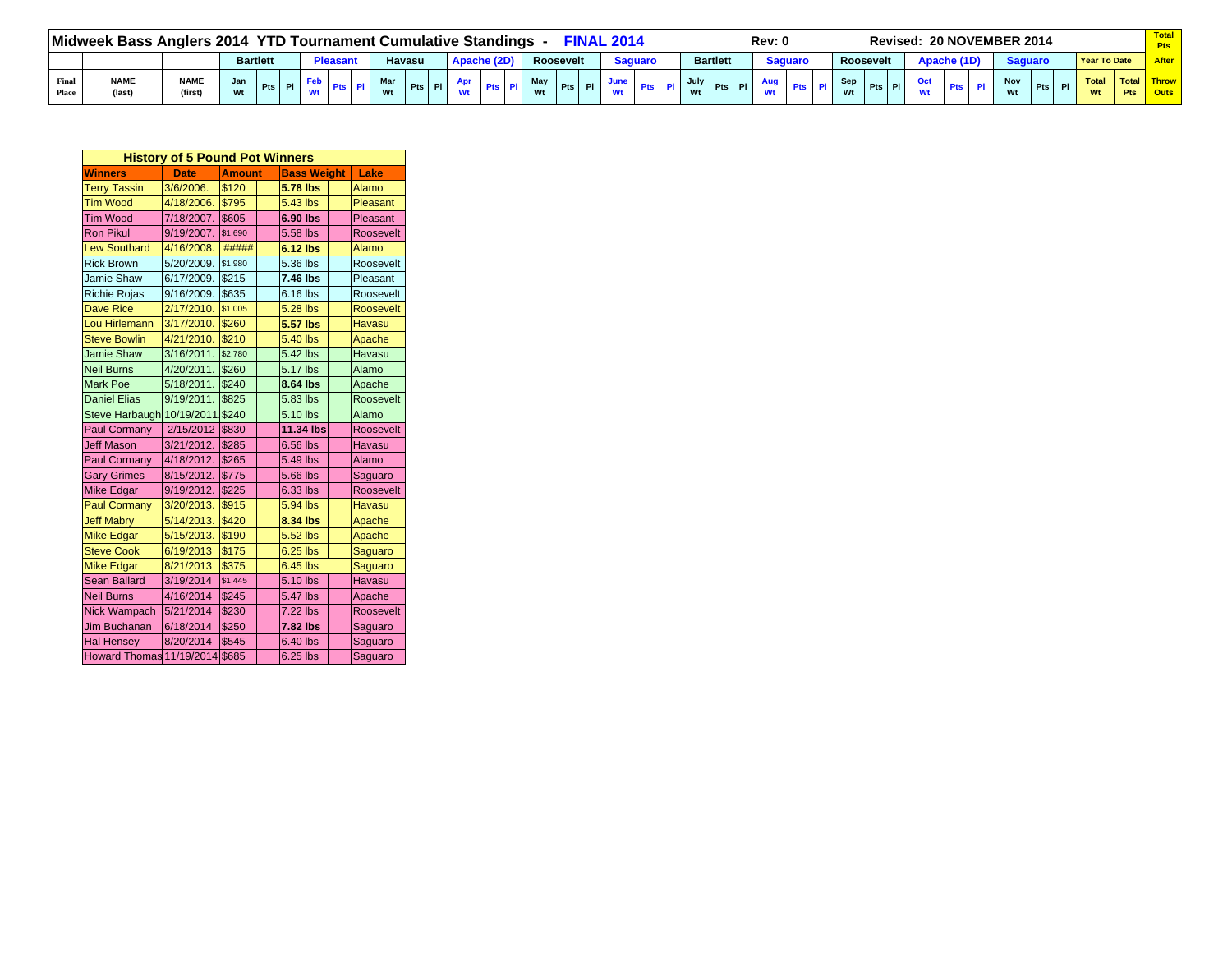| Midweek Bass Anglers 2014 YTD Tournament Cumulative Standings - FINAL 2014 | | | | | | | | | | | | | | | | | | | | | | | | | | | | | | | | | | | | | | Rev: 0 | Revised: 20 NOVEMBER 2014 | Total Pts |
|---|---|---|---|---|---|---|---|---|---|---|---|---|---|---|---|---|---|---|---|---|---|---|---|---|---|---|---|---|---|---|---|---|---|---|---|---|---|---|---|---|
| | | | Bartlett | | | Pleasant | | | Havasu | | | Apache (2D) | | | Roosevelt | | | Saguaro | | | Bartlett | | | Saguaro | | | Roosevelt | | | Apache (1D) | | | Saguaro | | | Year To Date | | After | | |
| Final Place | NAME (last) | NAME (first) | Jan Wt | Pts | Pl | Feb Wt | Pts | Pl | Mar Wt | Pts | Pl | Apr Wt | Pts | Pl | May Wt | Pts | Pl | June Wt | Pts | Pl | July Wt | Pts | Pl | Aug Wt | Pts | Pl | Sep Wt | Pts | Pl | Oct Wt | Pts | Pl | Nov Wt | Pts | Pl | Total Wt | Total Pts | Throw Outs | | |

| History of 5 Pound Pot Winners | | | | |
|---|---|---|---|---|
| Winners | Date | Amount | Bass Weight | Lake |
| Terry Tassin | 3/6/2006. | $120 | **5.78 lbs** | Alamo |
| Tim Wood | 4/18/2006. | $795 | 5.43 lbs | Pleasant |
| Tim Wood | 7/18/2007. | $605 | **6.90 lbs** | Pleasant |
| Ron Pikul | 9/19/2007. | $1,690 | 5.58 lbs | Roosevelt |
| Lew Southard | 4/16/2008. | ##### | **6.12 lbs** | Alamo |
| Rick Brown | 5/20/2009. | $1,980 | 5.36 lbs | Roosevelt |
| Jamie Shaw | 6/17/2009. | $215 | **7.46 lbs** | Pleasant |
| Richie Rojas | 9/16/2009. | $635 | 6.16 lbs | Roosevelt |
| Dave Rice | 2/17/2010. | $1,005 | 5.28 lbs | Roosevelt |
| Lou Hirlemann | 3/17/2010. | $260 | **5.57 lbs** | Havasu |
| Steve Bowlin | 4/21/2010. | $210 | 5.40 lbs | Apache |
| Jamie Shaw | 3/16/2011. | $2,780 | 5.42 lbs | Havasu |
| Neil Burns | 4/20/2011. | $260 | 5.17 lbs | Alamo |
| Mark Poe | 5/18/2011. | $240 | **8.64 lbs** | Apache |
| Daniel Elias | 9/19/2011. | $825 | 5.83 lbs | Roosevelt |
| Steve Harbaugh | 10/19/2011 | $240 | 5.10 lbs | Alamo |
| Paul Cormany | 2/15/2012 | $830 | **11.34 lbs** | Roosevelt |
| Jeff Mason | 3/21/2012. | $285 | 6.56 lbs | Havasu |
| Paul Cormany | 4/18/2012. | $265 | 5.49 lbs | Alamo |
| Gary Grimes | 8/15/2012. | $775 | 5.66 lbs | Saguaro |
| Mike Edgar | 9/19/2012. | $225 | 6.33 lbs | Roosevelt |
| Paul Cormany | 3/20/2013. | $915 | 5.94 lbs | Havasu |
| Jeff Mabry | 5/14/2013. | $420 | **8.34 lbs** | Apache |
| Mike Edgar | 5/15/2013. | $190 | 5.52 lbs | Apache |
| Steve Cook | 6/19/2013 | $175 | 6.25 lbs | Saguaro |
| Mike Edgar | 8/21/2013 | $375 | 6.45 lbs | Saguaro |
| Sean Ballard | 3/19/2014 | $1,445 | 5.10 lbs | Havasu |
| Neil Burns | 4/16/2014 | $245 | 5.47 lbs | Apache |
| Nick Wampach | 5/21/2014 | $230 | 7.22 lbs | Roosevelt |
| Jim Buchanan | 6/18/2014 | $250 | **7.82 lbs** | Saguaro |
| Hal Hensey | 8/20/2014 | $545 | 6.40 lbs | Saguaro |
| Howard Thomas | 11/19/2014 | $685 | 6.25 lbs | Saguaro |